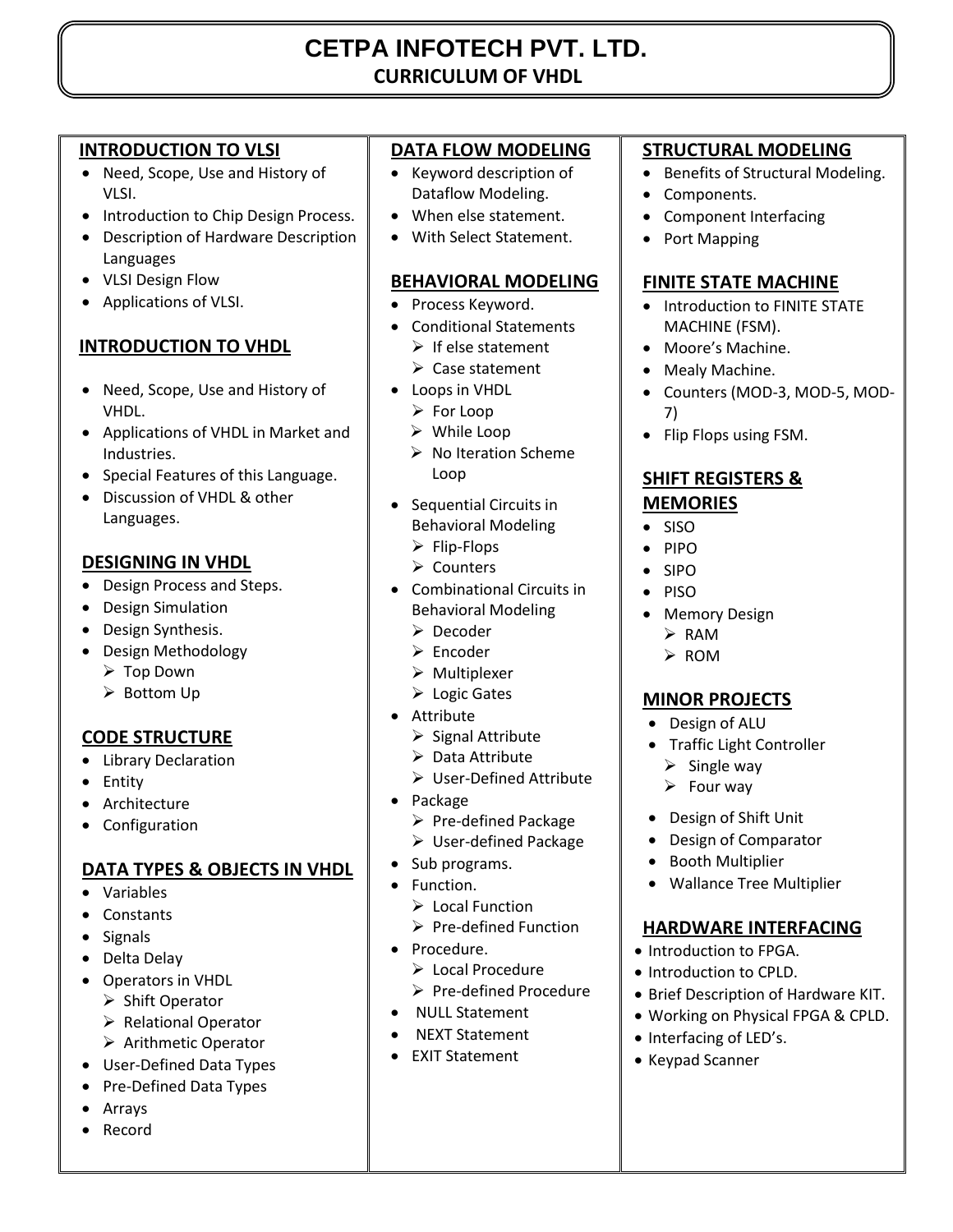# CETPA INFOTECH PVT. LTD.

## CURRICULUM OF VHDL

### INTRODUCTION TO VLSI

- Need, Scope, Use and History of VLSI.
- Introduction to Chip Design Process.
- Description of Hardware Description Languages
- VLSI Design Flow
- Applications of VLSI.

### INTRODUCTION TO VHDL

- Need, Scope, Use and History of VHDL.
- Applications of VHDL in Market and Industries.
- Special Features of this Language.
- Discussion of VHDL & other Languages.

### DESIGNING IN VHDL

- Design Process and Steps.
- Design Simulation
- Design Synthesis.
- Design Methodology
  - Top Down
  - Bottom Up

### CODE STRUCTURE

- Library Declaration
- Entity
- Architecture
- Configuration

### DATA TYPES & OBJECTS IN VHDL

- Variables
- Constants
- Signals
- Delta Delay
- Operators in VHDL
  - Shift Operator
  - Relational Operator
  - Arithmetic Operator
- User-Defined Data Types
- Pre-Defined Data Types
- Arrays
- Record

### DATA FLOW MODELING

- Keyword description of Dataflow Modeling.
- When else statement.
- With Select Statement.

### BEHAVIORAL MODELING

- Process Keyword.
- Conditional Statements
  - If else statement
  - Case statement
- Loops in VHDL
  - For Loop
  - While Loop
  - No Iteration Scheme Loop
- Sequential Circuits in Behavioral Modeling
  - Flip-Flops
  - Counters
- Combinational Circuits in Behavioral Modeling
  - Decoder
  - Encoder
  - Multiplexer
  - Logic Gates
- Attribute
  - Signal Attribute
  - Data Attribute
  - User-Defined Attribute
- Package
  - Pre-defined Package
  - User-defined Package
- Sub programs.
- Function.
  - Local Function
  - Pre-defined Function
- Procedure.
  - Local Procedure
  - Pre-defined Procedure
- NULL Statement
- NEXT Statement
- EXIT Statement

### STRUCTURAL MODELING

- Benefits of Structural Modeling.
- Components.
- Component Interfacing
- Port Mapping

### FINITE STATE MACHINE

- Introduction to FINITE STATE MACHINE (FSM).
- Moore's Machine.
- Mealy Machine.
- Counters (MOD-3, MOD-5, MOD-7)
- Flip Flops using FSM.

### SHIFT REGISTERS & MEMORIES

- SISO
- PIPO
- SIPO
- PISO
- Memory Design
  - RAM
  - ROM

### MINOR PROJECTS

- Design of ALU
- Traffic Light Controller
  - Single way
  - Four way
- Design of Shift Unit
- Design of Comparator
- Booth Multiplier
- Wallance Tree Multiplier

### HARDWARE INTERFACING

- Introduction to FPGA.
- Introduction to CPLD.
- Brief Description of Hardware KIT.
- Working on Physical FPGA & CPLD.
- Interfacing of LED's.
- Keypad Scanner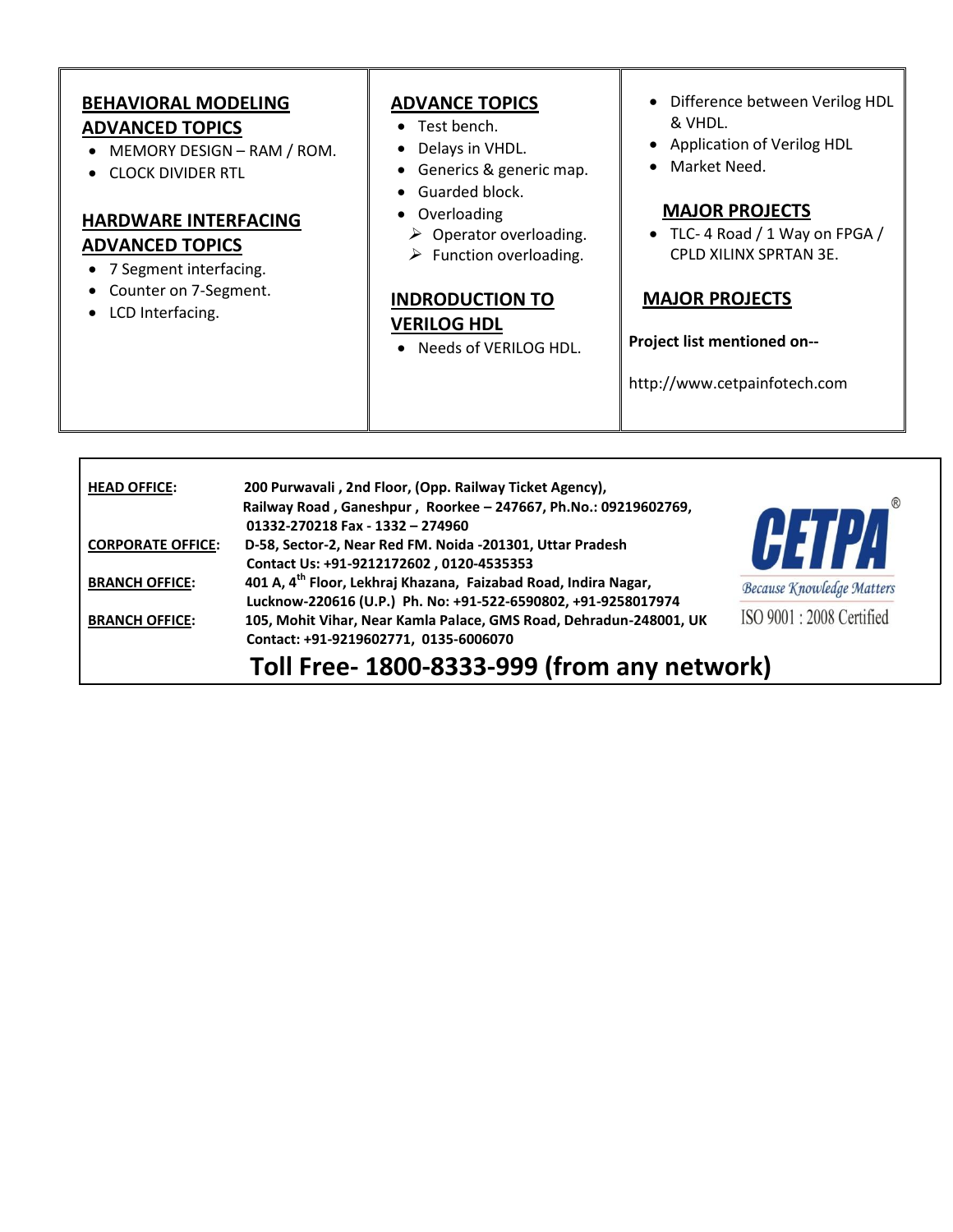## BEHAVIORAL MODELING ADVANCED TOPICS

- MEMORY DESIGN – RAM / ROM.
- CLOCK DIVIDER RTL

## HARDWARE INTERFACING ADVANCED TOPICS

- 7 Segment interfacing.
- Counter on 7-Segment.
- LCD Interfacing.

## ADVANCE TOPICS

- Test bench.
- Delays in VHDL.
- Generics & generic map.
- Guarded block.
- Overloading
  - Operator overloading.
  - Function overloading.

## INDRODUCTION TO VERILOG HDL

- Needs of VERILOG HDL.
- Difference between Verilog HDL & VHDL.
- Application of Verilog HDL
- Market Need.

## MAJOR PROJECTS

- TLC- 4 Road / 1 Way on FPGA / CPLD XILINX SPRTAN 3E.

## MAJOR PROJECTS

**Project list mentioned on--**

http://www.cetpainfotech.com

---

| | |
|---|---|
| **HEAD OFFICE:** | **200 Purwavali , 2nd Floor, (Opp. Railway Ticket Agency), Railway Road , Ganeshpur , Roorkee – 247667, Ph.No.: 09219602769, 01332-270218 Fax - 1332 – 274960** |
| **CORPORATE OFFICE:** | **D-58, Sector-2, Near Red FM. Noida -201301, Uttar Pradesh Contact Us: +91-9212172602 , 0120-4535353** |
| **BRANCH OFFICE:** | **401 A, 4th Floor, Lekhraj Khazana, Faizabad Road, Indira Nagar, Lucknow-220616 (U.P.) Ph. No: +91-522-6590802, +91-9258017974** |
| **BRANCH OFFICE:** | **105, Mohit Vihar, Near Kamla Palace, GMS Road, Dehradun-248001, UK Contact: +91-9219602771, 0135-6006070** |

CETPA®

*Because Knowledge Matters*

ISO 9001 : 2008 Certified

**Toll Free- 1800-8333-999 (from any network)**